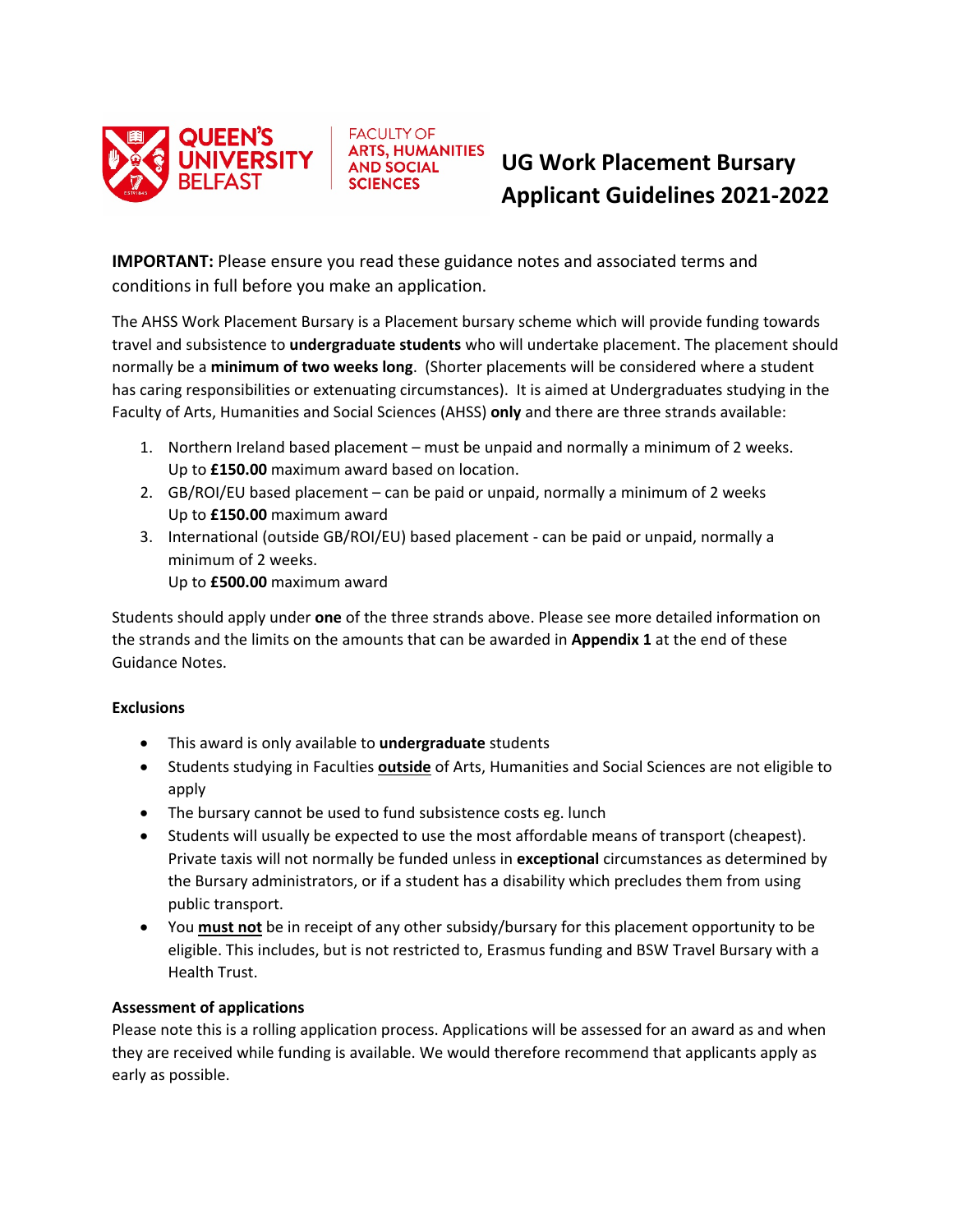QUEEN'S UNIVERSITY BELFAST

FACULTY OF ARTS, HUMANITIES AND SOCIAL SCIENCES

# UG Work Placement Bursary Applicant Guidelines 2021-2022

**IMPORTANT:** Please ensure you read these guidance notes and associated terms and conditions in full before you make an application.

The AHSS Work Placement Bursary is a Placement bursary scheme which will provide funding towards travel and subsistence to **undergraduate students** who will undertake placement. The placement should normally be a **minimum of two weeks long**. (Shorter placements will be considered where a student has caring responsibilities or extenuating circumstances). It is aimed at Undergraduates studying in the Faculty of Arts, Humanities and Social Sciences (AHSS) **only** and there are three strands available:

1. Northern Ireland based placement – must be unpaid and normally a minimum of 2 weeks.
   Up to **£150.00** maximum award based on location.
2. GB/ROI/EU based placement – can be paid or unpaid, normally a minimum of 2 weeks
   Up to **£150.00** maximum award
3. International (outside GB/ROI/EU) based placement - can be paid or unpaid, normally a minimum of 2 weeks.
   Up to **£500.00** maximum award

Students should apply under **one** of the three strands above. Please see more detailed information on the strands and the limits on the amounts that can be awarded in **Appendix 1** at the end of these Guidance Notes.

### Exclusions

- This award is only available to **undergraduate** students
- Students studying in Faculties **outside** of Arts, Humanities and Social Sciences are not eligible to apply
- The bursary cannot be used to fund subsistence costs eg. lunch
- Students will usually be expected to use the most affordable means of transport (cheapest). Private taxis will not normally be funded unless in **exceptional** circumstances as determined by the Bursary administrators, or if a student has a disability which precludes them from using public transport.
- You **must not** be in receipt of any other subsidy/bursary for this placement opportunity to be eligible. This includes, but is not restricted to, Erasmus funding and BSW Travel Bursary with a Health Trust.

### Assessment of applications

Please note this is a rolling application process. Applications will be assessed for an award as and when they are received while funding is available. We would therefore recommend that applicants apply as early as possible.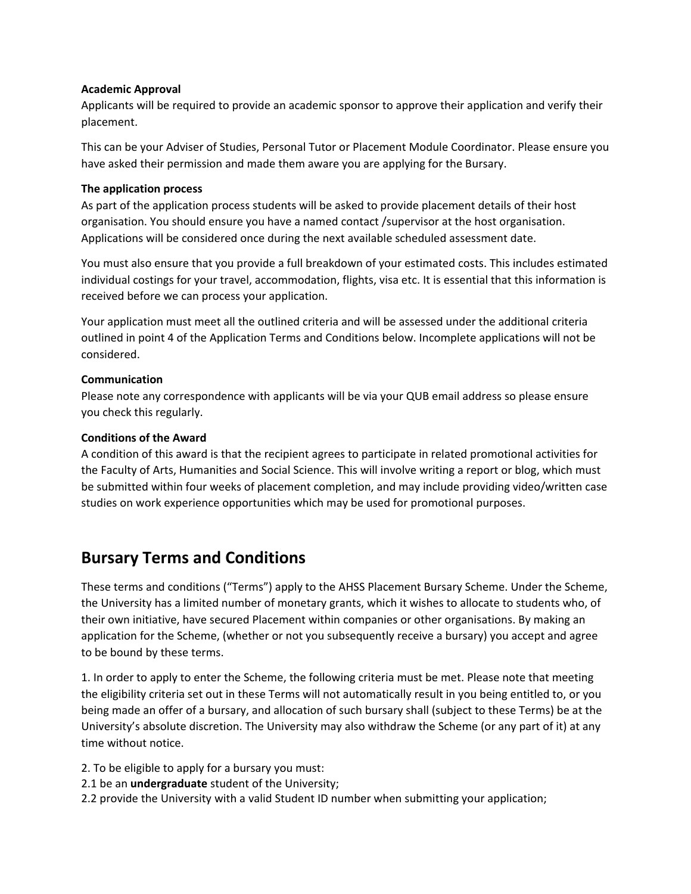**Academic Approval**
Applicants will be required to provide an academic sponsor to approve their application and verify their placement.

This can be your Adviser of Studies, Personal Tutor or Placement Module Coordinator. Please ensure you have asked their permission and made them aware you are applying for the Bursary.

**The application process**
As part of the application process students will be asked to provide placement details of their host organisation. You should ensure you have a named contact /supervisor at the host organisation. Applications will be considered once during the next available scheduled assessment date.

You must also ensure that you provide a full breakdown of your estimated costs. This includes estimated individual costings for your travel, accommodation, flights, visa etc. It is essential that this information is received before we can process your application.

Your application must meet all the outlined criteria and will be assessed under the additional criteria outlined in point 4 of the Application Terms and Conditions below. Incomplete applications will not be considered.

**Communication**
Please note any correspondence with applicants will be via your QUB email address so please ensure you check this regularly.

**Conditions of the Award**
A condition of this award is that the recipient agrees to participate in related promotional activities for the Faculty of Arts, Humanities and Social Science. This will involve writing a report or blog, which must be submitted within four weeks of placement completion, and may include providing video/written case studies on work experience opportunities which may be used for promotional purposes.

## Bursary Terms and Conditions

These terms and conditions ("Terms") apply to the AHSS Placement Bursary Scheme. Under the Scheme, the University has a limited number of monetary grants, which it wishes to allocate to students who, of their own initiative, have secured Placement within companies or other organisations. By making an application for the Scheme, (whether or not you subsequently receive a bursary) you accept and agree to be bound by these terms.

1. In order to apply to enter the Scheme, the following criteria must be met. Please note that meeting the eligibility criteria set out in these Terms will not automatically result in you being entitled to, or you being made an offer of a bursary, and allocation of such bursary shall (subject to these Terms) be at the University's absolute discretion. The University may also withdraw the Scheme (or any part of it) at any time without notice.

2. To be eligible to apply for a bursary you must:
2.1 be an **undergraduate** student of the University;
2.2 provide the University with a valid Student ID number when submitting your application;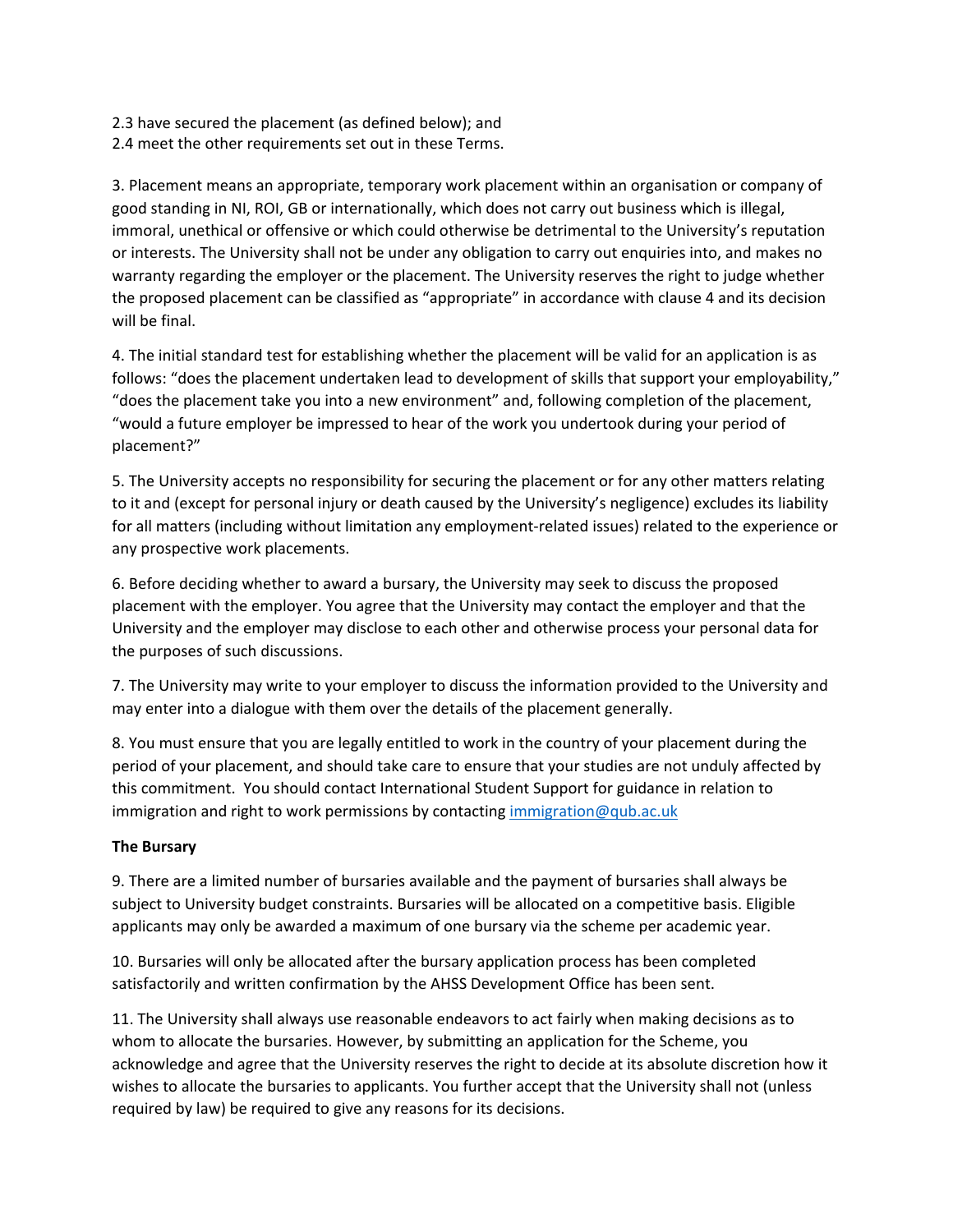2.3 have secured the placement (as defined below); and
2.4 meet the other requirements set out in these Terms.

3. Placement means an appropriate, temporary work placement within an organisation or company of good standing in NI, ROI, GB or internationally, which does not carry out business which is illegal, immoral, unethical or offensive or which could otherwise be detrimental to the University's reputation or interests. The University shall not be under any obligation to carry out enquiries into, and makes no warranty regarding the employer or the placement. The University reserves the right to judge whether the proposed placement can be classified as "appropriate" in accordance with clause 4 and its decision will be final.

4. The initial standard test for establishing whether the placement will be valid for an application is as follows: "does the placement undertaken lead to development of skills that support your employability," "does the placement take you into a new environment" and, following completion of the placement, "would a future employer be impressed to hear of the work you undertook during your period of placement?"

5. The University accepts no responsibility for securing the placement or for any other matters relating to it and (except for personal injury or death caused by the University's negligence) excludes its liability for all matters (including without limitation any employment-related issues) related to the experience or any prospective work placements.

6. Before deciding whether to award a bursary, the University may seek to discuss the proposed placement with the employer. You agree that the University may contact the employer and that the University and the employer may disclose to each other and otherwise process your personal data for the purposes of such discussions.

7. The University may write to your employer to discuss the information provided to the University and may enter into a dialogue with them over the details of the placement generally.

8. You must ensure that you are legally entitled to work in the country of your placement during the period of your placement, and should take care to ensure that your studies are not unduly affected by this commitment. You should contact International Student Support for guidance in relation to immigration and right to work permissions by contacting immigration@qub.ac.uk

**The Bursary**

9. There are a limited number of bursaries available and the payment of bursaries shall always be subject to University budget constraints. Bursaries will be allocated on a competitive basis. Eligible applicants may only be awarded a maximum of one bursary via the scheme per academic year.

10. Bursaries will only be allocated after the bursary application process has been completed satisfactorily and written confirmation by the AHSS Development Office has been sent.

11. The University shall always use reasonable endeavors to act fairly when making decisions as to whom to allocate the bursaries. However, by submitting an application for the Scheme, you acknowledge and agree that the University reserves the right to decide at its absolute discretion how it wishes to allocate the bursaries to applicants. You further accept that the University shall not (unless required by law) be required to give any reasons for its decisions.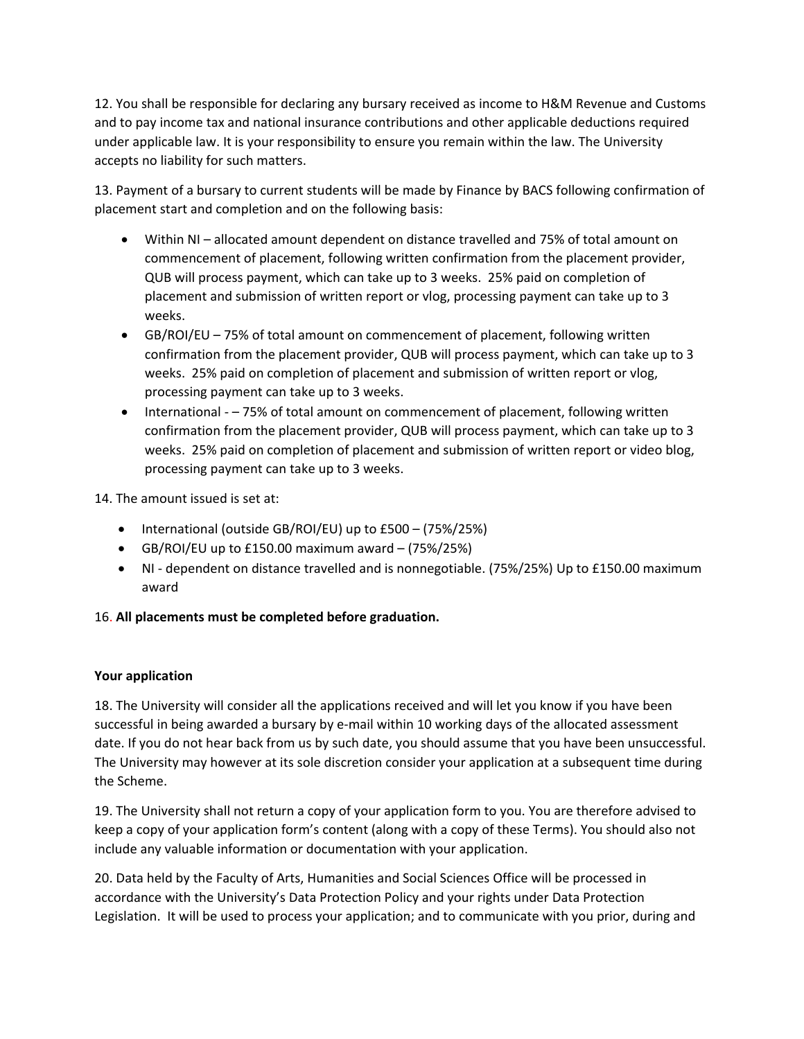12. You shall be responsible for declaring any bursary received as income to H&M Revenue and Customs and to pay income tax and national insurance contributions and other applicable deductions required under applicable law. It is your responsibility to ensure you remain within the law. The University accepts no liability for such matters.

13. Payment of a bursary to current students will be made by Finance by BACS following confirmation of placement start and completion and on the following basis:

- Within NI – allocated amount dependent on distance travelled and 75% of total amount on commencement of placement, following written confirmation from the placement provider, QUB will process payment, which can take up to 3 weeks. 25% paid on completion of placement and submission of written report or vlog, processing payment can take up to 3 weeks.
- GB/ROI/EU – 75% of total amount on commencement of placement, following written confirmation from the placement provider, QUB will process payment, which can take up to 3 weeks. 25% paid on completion of placement and submission of written report or vlog, processing payment can take up to 3 weeks.
- International - – 75% of total amount on commencement of placement, following written confirmation from the placement provider, QUB will process payment, which can take up to 3 weeks. 25% paid on completion of placement and submission of written report or video blog, processing payment can take up to 3 weeks.

14. The amount issued is set at:

- International (outside GB/ROI/EU) up to £500 – (75%/25%)
- GB/ROI/EU up to £150.00 maximum award – (75%/25%)
- NI - dependent on distance travelled and is nonnegotiable. (75%/25%) Up to £150.00 maximum award

16. **All placements must be completed before graduation.**

**Your application**

18. The University will consider all the applications received and will let you know if you have been successful in being awarded a bursary by e-mail within 10 working days of the allocated assessment date. If you do not hear back from us by such date, you should assume that you have been unsuccessful. The University may however at its sole discretion consider your application at a subsequent time during the Scheme.

19. The University shall not return a copy of your application form to you. You are therefore advised to keep a copy of your application form's content (along with a copy of these Terms). You should also not include any valuable information or documentation with your application.

20. Data held by the Faculty of Arts, Humanities and Social Sciences Office will be processed in accordance with the University's Data Protection Policy and your rights under Data Protection Legislation. It will be used to process your application; and to communicate with you prior, during and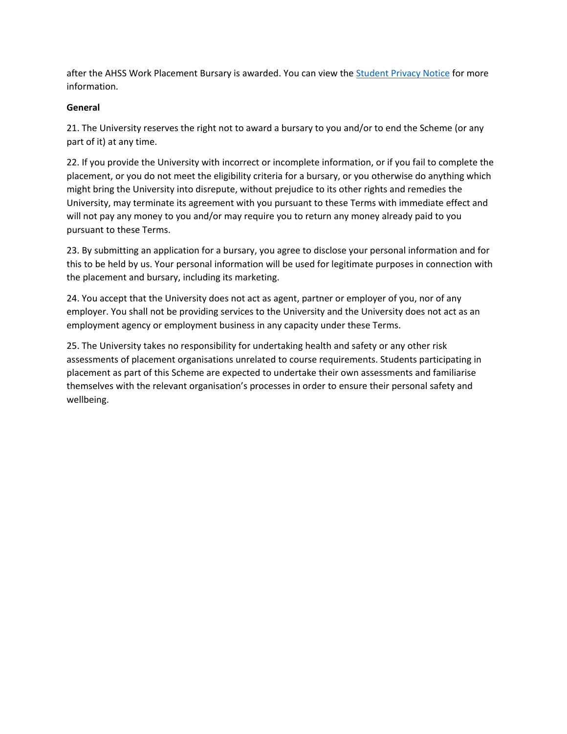after the AHSS Work Placement Bursary is awarded. You can view the [Student Privacy Notice]() for more information.

**General**

21. The University reserves the right not to award a bursary to you and/or to end the Scheme (or any part of it) at any time.

22. If you provide the University with incorrect or incomplete information, or if you fail to complete the placement, or you do not meet the eligibility criteria for a bursary, or you otherwise do anything which might bring the University into disrepute, without prejudice to its other rights and remedies the University, may terminate its agreement with you pursuant to these Terms with immediate effect and will not pay any money to you and/or may require you to return any money already paid to you pursuant to these Terms.

23. By submitting an application for a bursary, you agree to disclose your personal information and for this to be held by us. Your personal information will be used for legitimate purposes in connection with the placement and bursary, including its marketing.

24. You accept that the University does not act as agent, partner or employer of you, nor of any employer. You shall not be providing services to the University and the University does not act as an employment agency or employment business in any capacity under these Terms.

25. The University takes no responsibility for undertaking health and safety or any other risk assessments of placement organisations unrelated to course requirements. Students participating in placement as part of this Scheme are expected to undertake their own assessments and familiarise themselves with the relevant organisation's processes in order to ensure their personal safety and wellbeing.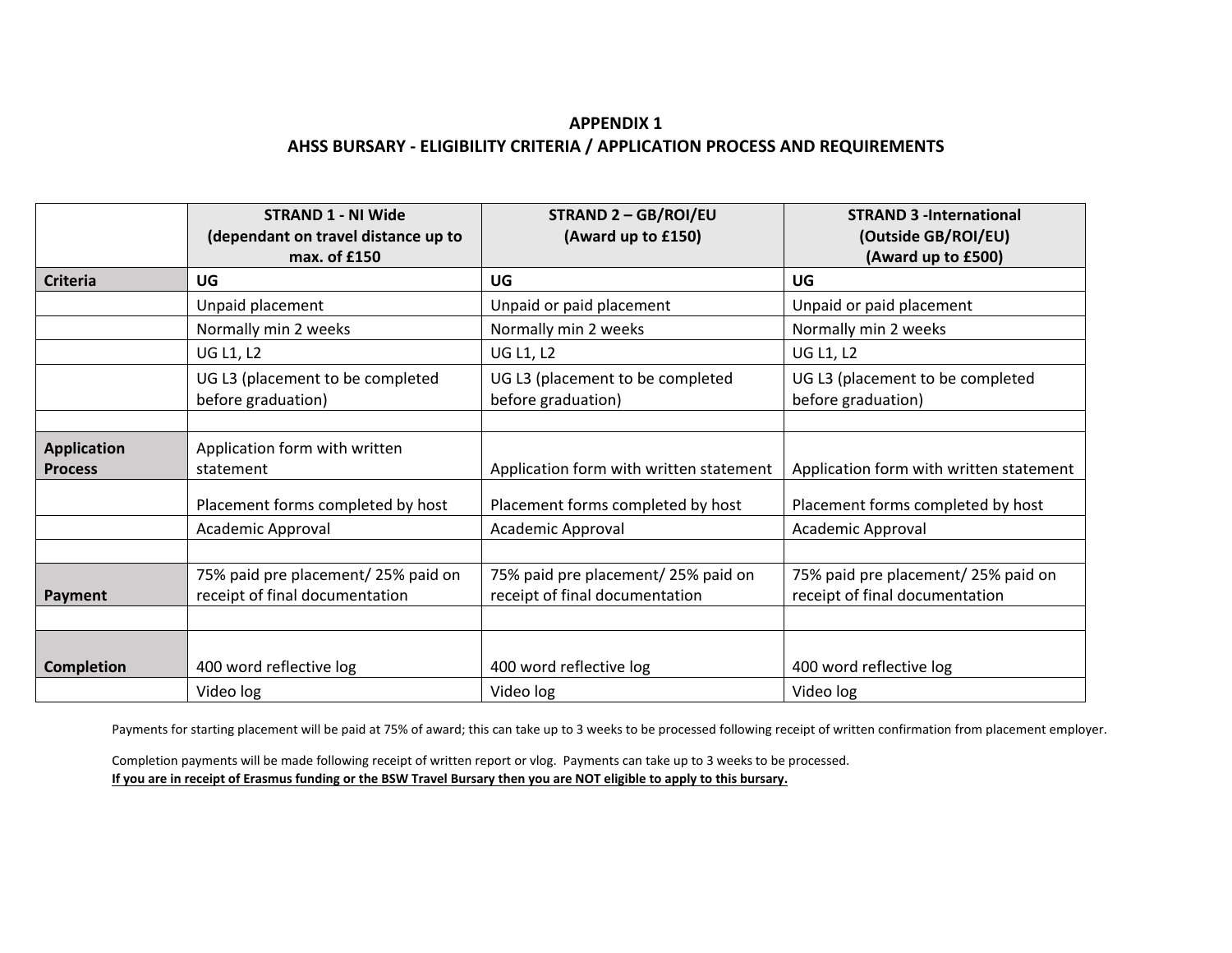## APPENDIX 1

## AHSS BURSARY - ELIGIBILITY CRITERIA / APPLICATION PROCESS AND REQUIREMENTS

| | STRAND 1 - NI Wide (dependant on travel distance up to max. of £150 | STRAND 2 – GB/ROI/EU (Award up to £150) | STRAND 3 -International (Outside GB/ROI/EU) (Award up to £500) |
|---|---|---|---|
| **Criteria** | **UG** | **UG** | **UG** |
| | Unpaid placement | Unpaid or paid placement | Unpaid or paid placement |
| | Normally min 2 weeks | Normally min 2 weeks | Normally min 2 weeks |
| | UG L1, L2 | UG L1, L2 | UG L1, L2 |
| | UG L3 (placement to be completed before graduation) | UG L3 (placement to be completed before graduation) | UG L3 (placement to be completed before graduation) |
| | | | |
| **Application Process** | Application form with written statement | Application form with written statement | Application form with written statement |
| | Placement forms completed by host | Placement forms completed by host | Placement forms completed by host |
| | Academic Approval | Academic Approval | Academic Approval |
| | | | |
| **Payment** | 75% paid pre placement/ 25% paid on receipt of final documentation | 75% paid pre placement/ 25% paid on receipt of final documentation | 75% paid pre placement/ 25% paid on receipt of final documentation |
| | | | |
| **Completion** | 400 word reflective log | 400 word reflective log | 400 word reflective log |
| | Video log | Video log | Video log |

Payments for starting placement will be paid at 75% of award; this can take up to 3 weeks to be processed following receipt of written confirmation from placement employer.

Completion payments will be made following receipt of written report or vlog. Payments can take up to 3 weeks to be processed.

**<u>If you are in receipt of Erasmus funding or the BSW Travel Bursary then you are NOT eligible to apply to this bursary.</u>**